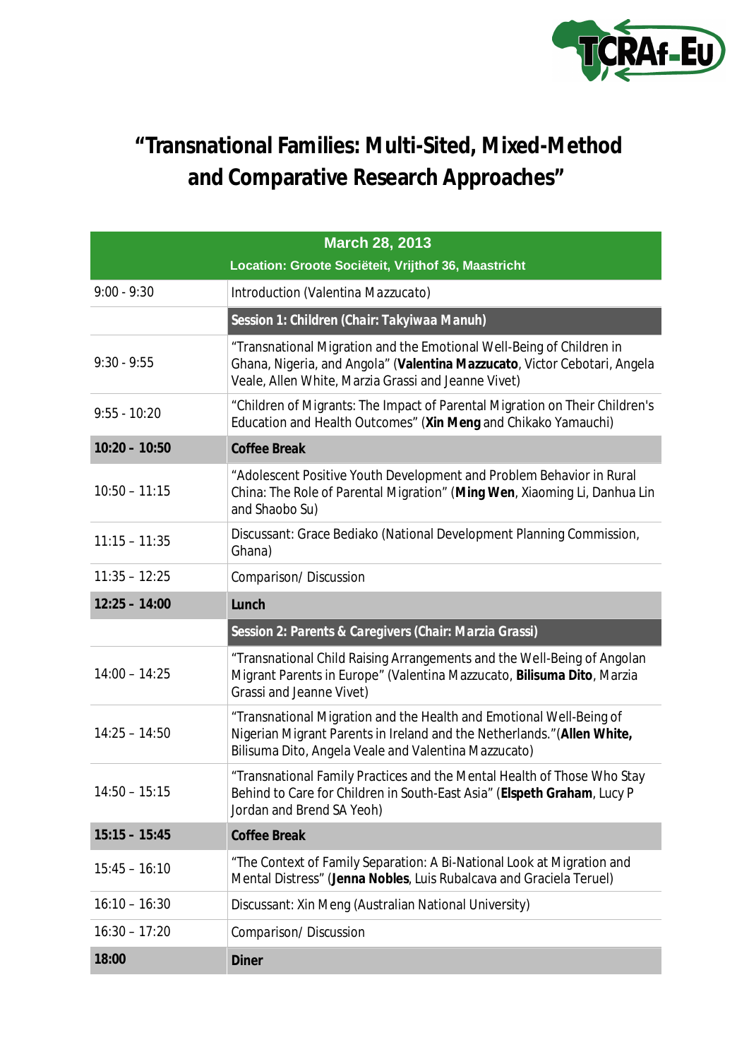# “Transnational Families: Multi-Sited, Mixed-Method and Comparative Research Approaches”

| March 28, 2013 | |
|---|---|
| Location: Groote Sociëteit, Vrijthof 36, Maastricht | |
| 9:00 - 9:30 | Introduction (Valentina Mazzucato) |
| | **Session 1: Children (Chair: Takyiwaa Manuh)** |
| 9:30 - 9:55 | “Transnational Migration and the Emotional Well-Being of Children in Ghana, Nigeria, and Angola” (**Valentina Mazzucato**, Victor Cebotari, Angela Veale, Allen White, Marzia Grassi and Jeanne Vivet) |
| 9:55 - 10:20 | “Children of Migrants: The Impact of Parental Migration on Their Children's Education and Health Outcomes” (**Xin Meng** and Chikako Yamauchi) |
| **10:20 – 10:50** | **Coffee Break** |
| 10:50 – 11:15 | “Adolescent Positive Youth Development and Problem Behavior in Rural China: The Role of Parental Migration” (**Ming Wen**, Xiaoming Li, Danhua Lin and Shaobo Su) |
| 11:15 – 11:35 | Discussant: Grace Bediako (National Development Planning Commission, Ghana) |
| 11:35 – 12:25 | Comparison/ Discussion |
| **12:25 – 14:00** | **Lunch** |
| | **Session 2: Parents & Caregivers (Chair: Marzia Grassi)** |
| 14:00 – 14:25 | “Transnational Child Raising Arrangements and the Well-Being of Angolan Migrant Parents in Europe” (Valentina Mazzucato, **Bilisuma Dito**, Marzia Grassi and Jeanne Vivet) |
| 14:25 – 14:50 | “Transnational Migration and the Health and Emotional Well-Being of Nigerian Migrant Parents in Ireland and the Netherlands.”(**Allen White,** Bilisuma Dito, Angela Veale and Valentina Mazzucato) |
| 14:50 – 15:15 | “Transnational Family Practices and the Mental Health of Those Who Stay Behind to Care for Children in South-East Asia” (**Elspeth Graham**, Lucy P Jordan and Brend SA Yeoh) |
| **15:15 – 15:45** | **Coffee Break** |
| 15:45 – 16:10 | “The Context of Family Separation: A Bi-National Look at Migration and Mental Distress” (**Jenna Nobles**, Luis Rubalcava and Graciela Teruel) |
| 16:10 – 16:30 | Discussant: Xin Meng (Australian National University) |
| 16:30 – 17:20 | Comparison/ Discussion |
| **18:00** | **Diner** |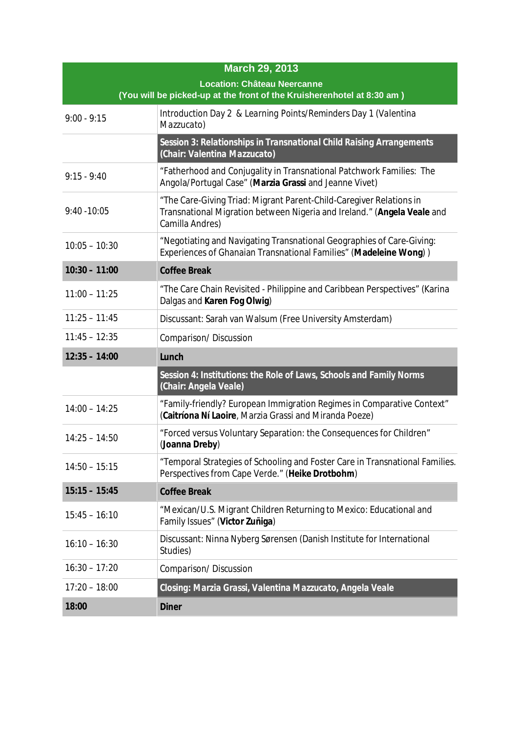| March 29, 2013<br>Location: Château Neercanne<br>(You will be picked-up at the front of the Kruisherenhotel at 8:30 am ) | |
|---|---|
| 9:00 - 9:15 | Introduction Day 2 & Learning Points/Reminders Day 1 (Valentina Mazzucato) |
| | **Session 3: Relationships in Transnational Child Raising Arrangements (Chair: Valentina Mazzucato)** |
| 9:15 - 9:40 | "Fatherhood and Conjugality in Transnational Patchwork Families: The Angola/Portugal Case" (**Marzia Grassi** and Jeanne Vivet) |
| 9:40 -10:05 | "The Care-Giving Triad: Migrant Parent-Child-Caregiver Relations in Transnational Migration between Nigeria and Ireland." (**Angela Veale** and Camilla Andres) |
| 10:05 – 10:30 | "Negotiating and Navigating Transnational Geographies of Care-Giving: Experiences of Ghanaian Transnational Families" (**Madeleine Wong**) ) |
| **10:30 – 11:00** | **Coffee Break** |
| 11:00 – 11:25 | "The Care Chain Revisited - Philippine and Caribbean Perspectives" (Karina Dalgas and **Karen Fog Olwig**) |
| 11:25 – 11:45 | Discussant: Sarah van Walsum (Free University Amsterdam) |
| 11:45 – 12:35 | Comparison/ Discussion |
| **12:35 – 14:00** | **Lunch** |
| | **Session 4: Institutions: the Role of Laws, Schools and Family Norms (Chair: Angela Veale)** |
| 14:00 – 14:25 | "Family-friendly? European Immigration Regimes in Comparative Context" (**Caitríona Ní Laoire**, Marzia Grassi and Miranda Poeze) |
| 14:25 – 14:50 | "Forced versus Voluntary Separation: the Consequences for Children" (**Joanna Dreby**) |
| 14:50 – 15:15 | "Temporal Strategies of Schooling and Foster Care in Transnational Families. Perspectives from Cape Verde." (**Heike Drotbohm**) |
| **15:15 – 15:45** | **Coffee Break** |
| 15:45 – 16:10 | "Mexican/U.S. Migrant Children Returning to Mexico: Educational and Family Issues" (**Victor Zuñiga**) |
| 16:10 – 16:30 | Discussant: Ninna Nyberg Sørensen (Danish Institute for International Studies) |
| 16:30 – 17:20 | Comparison/ Discussion |
| 17:20 – 18:00 | **Closing: Marzia Grassi, Valentina Mazzucato, Angela Veale** |
| **18:00** | **Diner** |